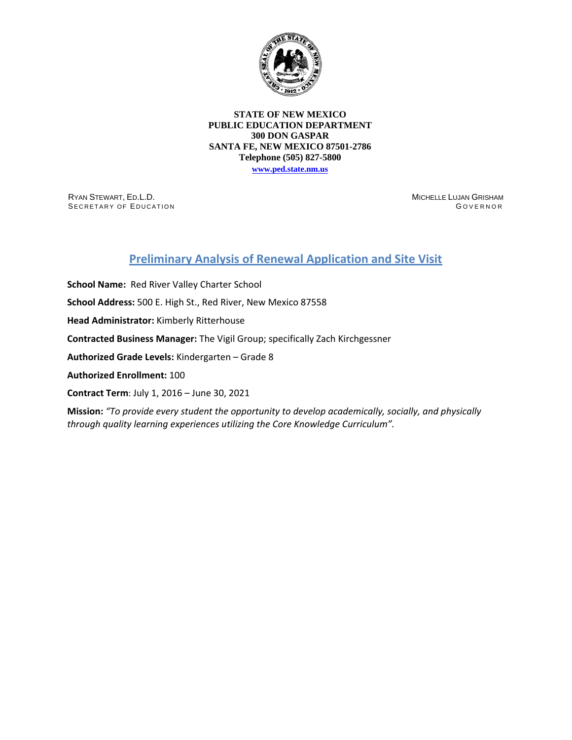**STATE OF NEW MEXICO**
**PUBLIC EDUCATION DEPARTMENT**
**300 DON GASPAR**
**SANTA FE, NEW MEXICO 87501-2786**
**Telephone (505) 827-5800**
**www.ped.state.nm.us**

RYAN STEWART, ED.L.D.
SECRETARY OF EDUCATION

MICHELLE LUJAN GRISHAM
GOVERNOR

# Preliminary Analysis of Renewal Application and Site Visit

**School Name:** Red River Valley Charter School

**School Address:** 500 E. High St., Red River, New Mexico 87558

**Head Administrator:** Kimberly Ritterhouse

**Contracted Business Manager:** The Vigil Group; specifically Zach Kirchgessner

**Authorized Grade Levels:** Kindergarten – Grade 8

**Authorized Enrollment:** 100

**Contract Term**: July 1, 2016 – June 30, 2021

**Mission:** *"To provide every student the opportunity to develop academically, socially, and physically through quality learning experiences utilizing the Core Knowledge Curriculum".*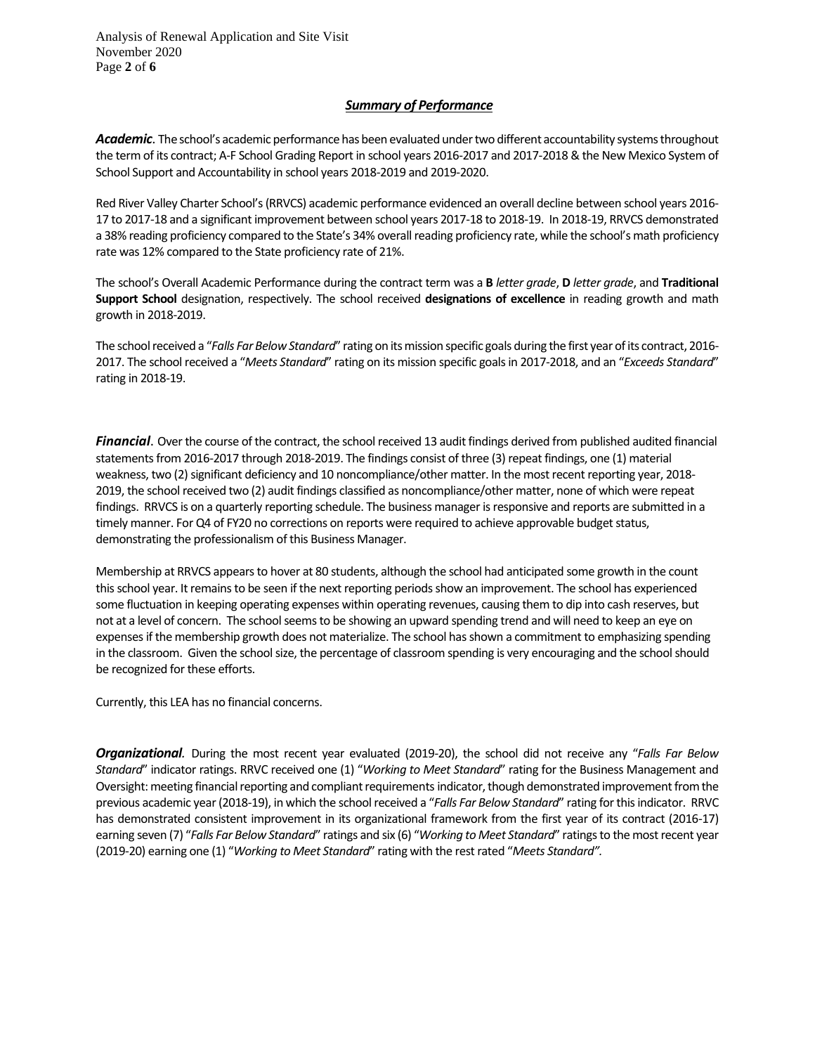## ***Summary of Performance***

***Academic***. The school's academic performance has been evaluated under two different accountability systems throughout the term of its contract; A-F School Grading Report in school years 2016-2017 and 2017-2018 & the New Mexico System of School Support and Accountability in school years 2018-2019 and 2019-2020.

Red River Valley Charter School's (RRVCS) academic performance evidenced an overall decline between school years 2016-17 to 2017-18 and a significant improvement between school years 2017-18 to 2018-19. In 2018-19, RRVCS demonstrated a 38% reading proficiency compared to the State's 34% overall reading proficiency rate, while the school's math proficiency rate was 12% compared to the State proficiency rate of 21%.

The school's Overall Academic Performance during the contract term was a **B** *letter grade*, **D** *letter grade*, and **Traditional Support School** designation, respectively. The school received **designations of excellence** in reading growth and math growth in 2018-2019.

The school received a "*Falls Far Below Standard*" rating on its mission specific goals during the first year of its contract, 2016-2017. The school received a "*Meets Standard*" rating on its mission specific goals in 2017-2018, and an "*Exceeds Standard*" rating in 2018-19.

***Financial***. Over the course of the contract, the school received 13 audit findings derived from published audited financial statements from 2016-2017 through 2018-2019. The findings consist of three (3) repeat findings, one (1) material weakness, two (2) significant deficiency and 10 noncompliance/other matter. In the most recent reporting year, 2018-2019, the school received two (2) audit findings classified as noncompliance/other matter, none of which were repeat findings. RRVCS is on a quarterly reporting schedule. The business manager is responsive and reports are submitted in a timely manner. For Q4 of FY20 no corrections on reports were required to achieve approvable budget status, demonstrating the professionalism of this Business Manager.

Membership at RRVCS appears to hover at 80 students, although the school had anticipated some growth in the count this school year. It remains to be seen if the next reporting periods show an improvement. The school has experienced some fluctuation in keeping operating expenses within operating revenues, causing them to dip into cash reserves, but not at a level of concern. The school seems to be showing an upward spending trend and will need to keep an eye on expenses if the membership growth does not materialize. The school has shown a commitment to emphasizing spending in the classroom. Given the school size, the percentage of classroom spending is very encouraging and the school should be recognized for these efforts.

Currently, this LEA has no financial concerns.

***Organizational***. During the most recent year evaluated (2019-20), the school did not receive any "*Falls Far Below Standard*" indicator ratings. RRVC received one (1) "*Working to Meet Standard*" rating for the Business Management and Oversight: meeting financial reporting and compliant requirements indicator, though demonstrated improvement from the previous academic year (2018-19), in which the school received a "*Falls Far Below Standard*" rating for this indicator. RRVC has demonstrated consistent improvement in its organizational framework from the first year of its contract (2016-17) earning seven (7) "*Falls Far Below Standard*" ratings and six (6) "*Working to Meet Standard*" ratings to the most recent year (2019-20) earning one (1) "*Working to Meet Standard*" rating with the rest rated "*Meets Standard".*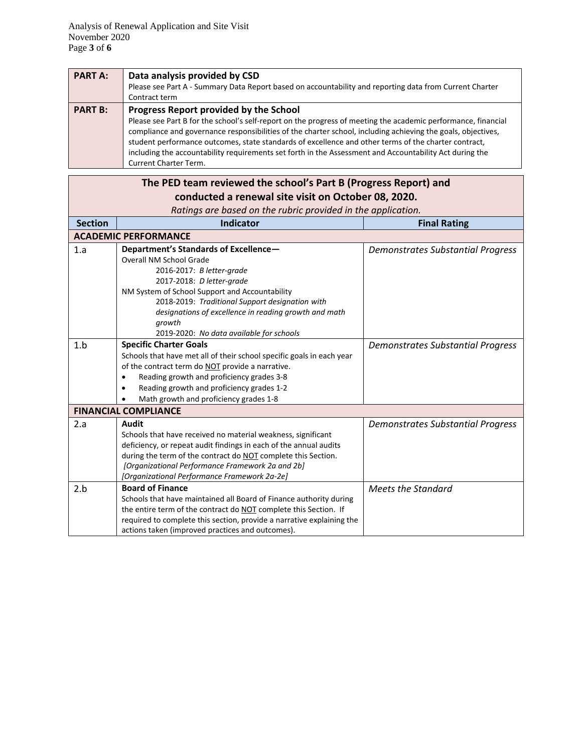| PART A: | **Data analysis provided by CSD**<br>Please see Part A - Summary Data Report based on accountability and reporting data from Current Charter Contract term |
|---|---|
| **PART B:** | **Progress Report provided by the School**<br>Please see Part B for the school's self-report on the progress of meeting the academic performance, financial compliance and governance responsibilities of the charter school, including achieving the goals, objectives, student performance outcomes, state standards of excellence and other terms of the charter contract, including the accountability requirements set forth in the Assessment and Accountability Act during the Current Charter Term. |

**The PED team reviewed the school's Part B (Progress Report) and conducted a renewal site visit on October 08, 2020.**

*Ratings are based on the rubric provided in the application.*

| Section | Indicator | Final Rating |
|---|---|---|
| **ACADEMIC PERFORMANCE** | | |
| 1.a | **Department's Standards of Excellence—**<br>Overall NM School Grade<br>2016-2017: *B letter-grade*<br>2017-2018: *D letter-grade*<br>NM System of School Support and Accountability<br>2018-2019: *Traditional Support designation with designations of excellence in reading growth and math growth*<br>2019-2020: *No data available for schools* | *Demonstrates Substantial Progress* |
| 1.b | **Specific Charter Goals**<br>Schools that have met all of their school specific goals in each year of the contract term do NOT provide a narrative.<br>• Reading growth and proficiency grades 3-8<br>• Reading growth and proficiency grades 1-2<br>• Math growth and proficiency grades 1-8 | *Demonstrates Substantial Progress* |
| **FINANCIAL COMPLIANCE** | | |
| 2.a | **Audit**<br>Schools that have received no material weakness, significant deficiency, or repeat audit findings in each of the annual audits during the term of the contract do NOT complete this Section.<br>*[Organizational Performance Framework 2a and 2b]*<br>*[Organizational Performance Framework 2a-2e]* | *Demonstrates Substantial Progress* |
| 2.b | **Board of Finance**<br>Schools that have maintained all Board of Finance authority during the entire term of the contract do NOT complete this Section. If required to complete this section, provide a narrative explaining the actions taken (improved practices and outcomes). | *Meets the Standard* |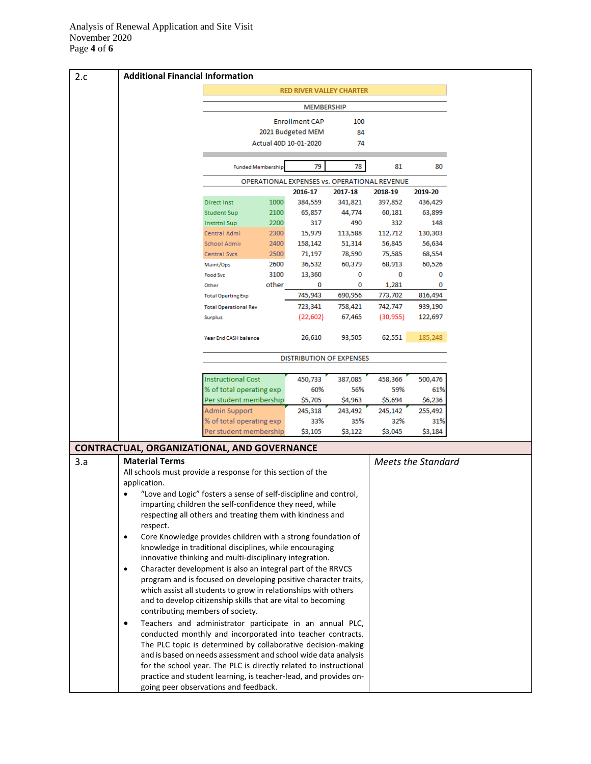## 2.c Additional Financial Information

**RED RIVER VALLEY CHARTER**

**MEMBERSHIP**

| | |
|---|---|
| Enrollment CAP | 100 |
| 2021 Budgeted MEM | 84 |
| Actual 40D 10-01-2020 | 74 |

**OPERATIONAL EXPENSES vs. OPERATIONAL REVENUE**

| | | 2016-17 | 2017-18 | 2018-19 | 2019-20 |
|---|---|---|---|---|---|
| Funded Membership | | 79 | 78 | 81 | 80 |
| Direct Inst | 1000 | 384,559 | 341,821 | 397,852 | 436,429 |
| Student Sup | 2100 | 65,857 | 44,774 | 60,181 | 63,899 |
| Instrtnl Sup | 2200 | 317 | 490 | 332 | 148 |
| Central Admi | 2300 | 15,979 | 113,588 | 112,712 | 130,303 |
| School Admir | 2400 | 158,142 | 51,314 | 56,845 | 56,634 |
| Central Svcs | 2500 | 71,197 | 78,590 | 75,585 | 68,554 |
| Maint/Ops | 2600 | 36,532 | 60,379 | 68,913 | 60,526 |
| Food Svc | 3100 | 13,360 | 0 | 0 | 0 |
| Other | other | 0 | 0 | 1,281 | 0 |
| Total Operting Exp | | 745,943 | 690,956 | 773,702 | 816,494 |
| Total Operational Rev | | 723,341 | 758,421 | 742,747 | 939,190 |
| Surplus | | (22,602) | 67,465 | (30,955) | 122,697 |
| Year End CASH balance | | 26,610 | 93,505 | 62,551 | 185,248 |

**DISTRIBUTION OF EXPENSES**

| | 2016-17 | 2017-18 | 2018-19 | 2019-20 |
|---|---|---|---|---|
| Instructional Cost | 450,733 | 387,085 | 458,366 | 500,476 |
| % of total operating exp | 60% | 56% | 59% | 61% |
| Per student membership | $5,705 | $4,963 | $5,694 | $6,236 |
| Admin Support | 245,318 | 243,492 | 245,142 | 255,492 |
| % of total operating exp | 33% | 35% | 32% | 31% |
| Per student membership | $3,105 | $3,122 | $3,045 | $3,184 |

## CONTRACTUAL, ORGANIZATIONAL, AND GOVERNANCE

### 3.a Material Terms

*Meets the Standard*

All schools must provide a response for this section of the application.

- "Love and Logic" fosters a sense of self-discipline and control, imparting children the self-confidence they need, while respecting all others and treating them with kindness and respect.
- Core Knowledge provides children with a strong foundation of knowledge in traditional disciplines, while encouraging innovative thinking and multi-disciplinary integration.
- Character development is also an integral part of the RRVCS program and is focused on developing positive character traits, which assist all students to grow in relationships with others and to develop citizenship skills that are vital to becoming contributing members of society.
- Teachers and administrator participate in an annual PLC, conducted monthly and incorporated into teacher contracts. The PLC topic is determined by collaborative decision-making and is based on needs assessment and school wide data analysis for the school year. The PLC is directly related to instructional practice and student learning, is teacher-lead, and provides on-going peer observations and feedback.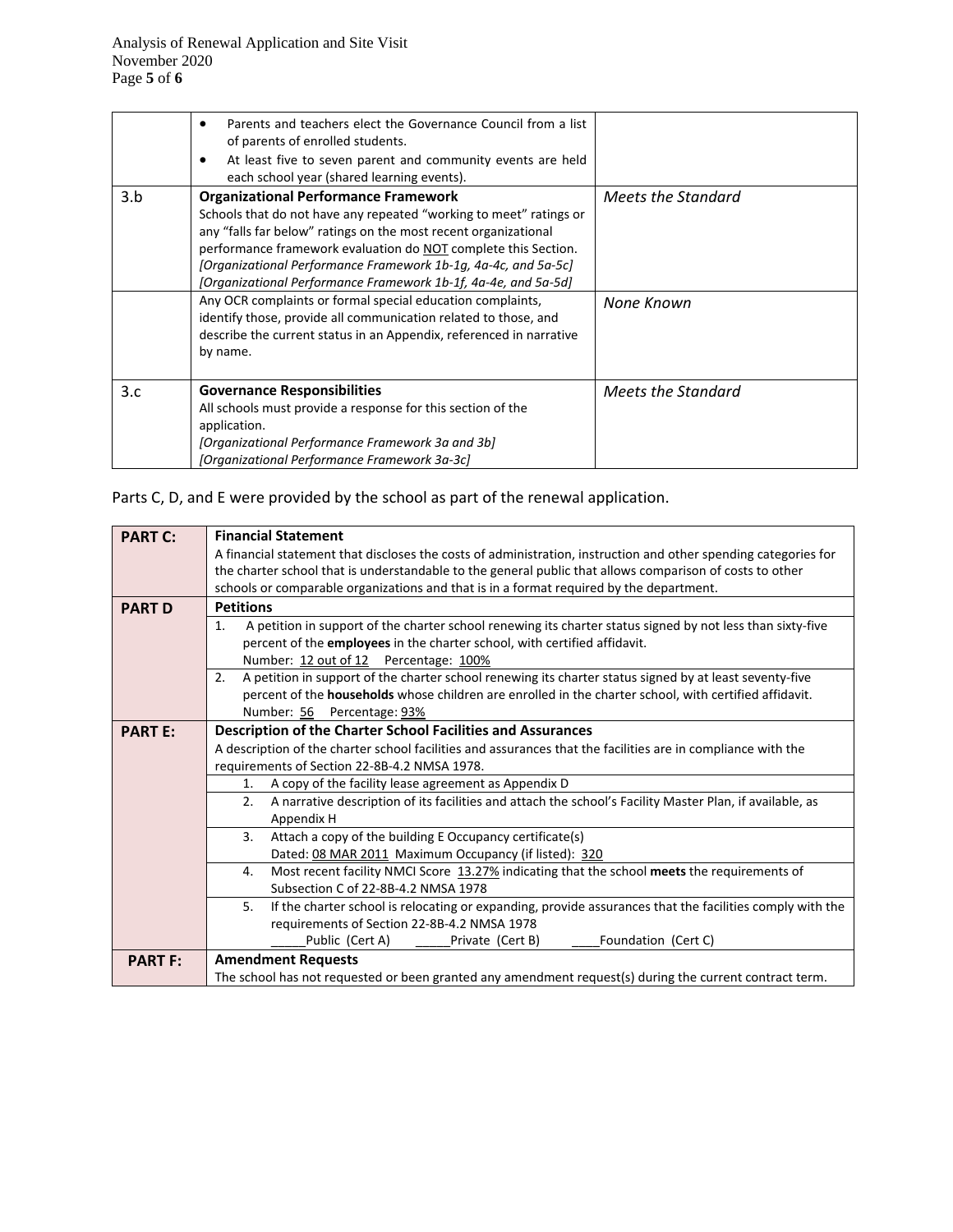| | | |
|---|---|---|
| | • Parents and teachers elect the Governance Council from a list of parents of enrolled students.<br>• At least five to seven parent and community events are held each school year (shared learning events). | |
| 3.b | **Organizational Performance Framework**<br>Schools that do not have any repeated "working to meet" ratings or any "falls far below" ratings on the most recent organizational performance framework evaluation do NOT complete this Section.<br>*[Organizational Performance Framework 1b-1g, 4a-4c, and 5a-5c]*<br>*[Organizational Performance Framework 1b-1f, 4a-4e, and 5a-5d]* | *Meets the Standard* |
| | Any OCR complaints or formal special education complaints, identify those, provide all communication related to those, and describe the current status in an Appendix, referenced in narrative by name. | *None Known* |
| 3.c | **Governance Responsibilities**<br>All schools must provide a response for this section of the application.<br>*[Organizational Performance Framework 3a and 3b]*<br>*[Organizational Performance Framework 3a-3c]* | *Meets the Standard* |

Parts C, D, and E were provided by the school as part of the renewal application.

| | |
|---|---|
| **PART C:** | **Financial Statement**<br>A financial statement that discloses the costs of administration, instruction and other spending categories for the charter school that is understandable to the general public that allows comparison of costs to other schools or comparable organizations and that is in a format required by the department. |
| **PART D** | **Petitions** |
| | 1. A petition in support of the charter school renewing its charter status signed by not less than sixty-five percent of the **employees** in the charter school, with certified affidavit.<br>Number: 12 out of 12 Percentage: 100% |
| | 2. A petition in support of the charter school renewing its charter status signed by at least seventy-five percent of the **households** whose children are enrolled in the charter school, with certified affidavit.<br>Number: 56 Percentage: 93% |
| **PART E:** | **Description of the Charter School Facilities and Assurances**<br>A description of the charter school facilities and assurances that the facilities are in compliance with the requirements of Section 22-8B-4.2 NMSA 1978. |
| | 1. A copy of the facility lease agreement as Appendix D |
| | 2. A narrative description of its facilities and attach the school's Facility Master Plan, if available, as Appendix H |
| | 3. Attach a copy of the building E Occupancy certificate(s)<br>Dated: 08 MAR 2011 Maximum Occupancy (if listed): 320 |
| | 4. Most recent facility NMCI Score 13.27% indicating that the school **meets** the requirements of Subsection C of 22-8B-4.2 NMSA 1978 |
| | 5. If the charter school is relocating or expanding, provide assurances that the facilities comply with the requirements of Section 22-8B-4.2 NMSA 1978<br>_____Public (Cert A) _____Private (Cert B) ____Foundation (Cert C) |
| **PART F:** | **Amendment Requests**<br>The school has not requested or been granted any amendment request(s) during the current contract term. |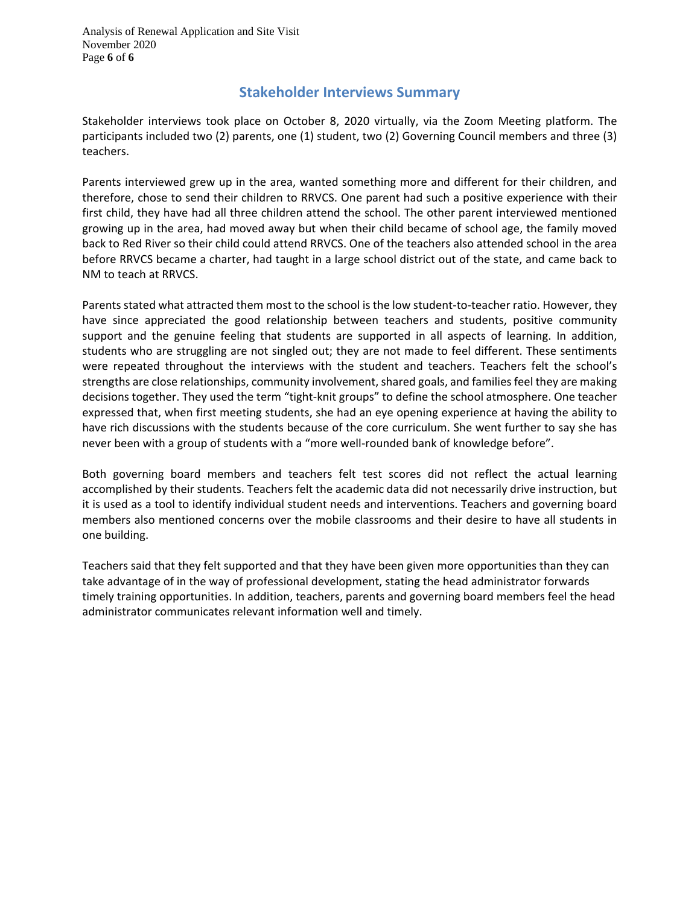## Stakeholder Interviews Summary

Stakeholder interviews took place on October 8, 2020 virtually, via the Zoom Meeting platform. The participants included two (2) parents, one (1) student, two (2) Governing Council members and three (3) teachers.

Parents interviewed grew up in the area, wanted something more and different for their children, and therefore, chose to send their children to RRVCS. One parent had such a positive experience with their first child, they have had all three children attend the school. The other parent interviewed mentioned growing up in the area, had moved away but when their child became of school age, the family moved back to Red River so their child could attend RRVCS. One of the teachers also attended school in the area before RRVCS became a charter, had taught in a large school district out of the state, and came back to NM to teach at RRVCS.

Parents stated what attracted them most to the school is the low student-to-teacher ratio. However, they have since appreciated the good relationship between teachers and students, positive community support and the genuine feeling that students are supported in all aspects of learning. In addition, students who are struggling are not singled out; they are not made to feel different. These sentiments were repeated throughout the interviews with the student and teachers. Teachers felt the school's strengths are close relationships, community involvement, shared goals, and families feel they are making decisions together. They used the term "tight-knit groups" to define the school atmosphere. One teacher expressed that, when first meeting students, she had an eye opening experience at having the ability to have rich discussions with the students because of the core curriculum. She went further to say she has never been with a group of students with a "more well-rounded bank of knowledge before".

Both governing board members and teachers felt test scores did not reflect the actual learning accomplished by their students. Teachers felt the academic data did not necessarily drive instruction, but it is used as a tool to identify individual student needs and interventions. Teachers and governing board members also mentioned concerns over the mobile classrooms and their desire to have all students in one building.

Teachers said that they felt supported and that they have been given more opportunities than they can take advantage of in the way of professional development, stating the head administrator forwards timely training opportunities. In addition, teachers, parents and governing board members feel the head administrator communicates relevant information well and timely.